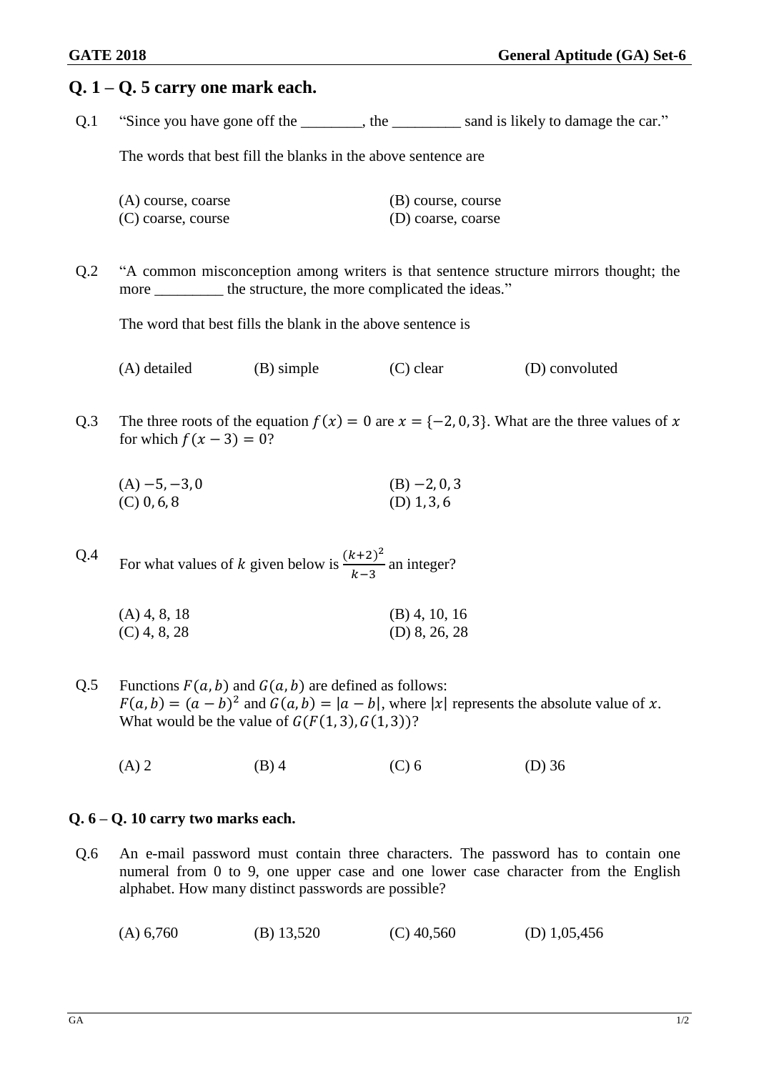## Q. 1 – Q. 5 carry one mark each.

Q.1 "Since you have gone off the ________, the _________ sand is likely to damage the car."

The words that best fill the blanks in the above sentence are

(A) course, coarse
(B) course, course
(C) coarse, course
(D) coarse, coarse

Q.2 "A common misconception among writers is that sentence structure mirrors thought; the more _________ the structure, the more complicated the ideas."

The word that best fills the blank in the above sentence is

(A) detailed
(B) simple
(C) clear
(D) convoluted

Q.3 The three roots of the equation $f(x) = 0$ are $x = \{-2, 0, 3\}$. What are the three values of $x$ for which $f(x-3) = 0$?

(A) $-5, -3, 0$
(B) $-2, 0, 3$
(C) $0, 6, 8$
(D) $1, 3, 6$

Q.4 For what values of $k$ given below is $\frac{(k+2)^2}{k-3}$ an integer?

(A) 4, 8, 18
(B) 4, 10, 16
(C) 4, 8, 28
(D) 8, 26, 28

Q.5 Functions $F(a, b)$ and $G(a, b)$ are defined as follows:
$F(a, b) = (a - b)^2$ and $G(a, b) = |a - b|$, where $|x|$ represents the absolute value of $x$.
What would be the value of $G(F(1, 3), G(1, 3))$?

(A) 2
(B) 4
(C) 6
(D) 36

## Q. 6 – Q. 10 carry two marks each.

Q.6 An e-mail password must contain three characters. The password has to contain one numeral from 0 to 9, one upper case and one lower case character from the English alphabet. How many distinct passwords are possible?

(A) 6,760
(B) 13,520
(C) 40,560
(D) 1,05,456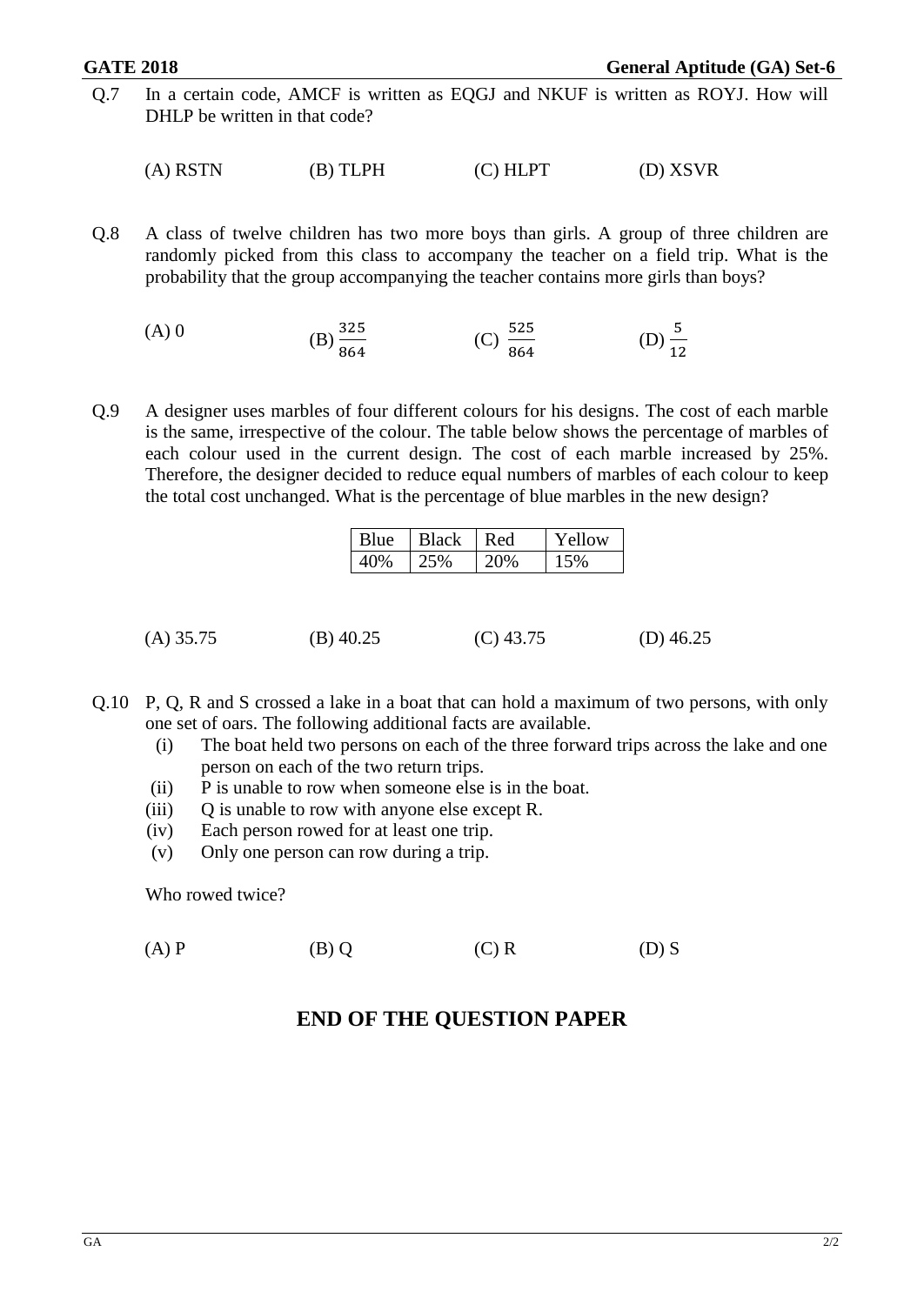Q.7 In a certain code, AMCF is written as EQGJ and NKUF is written as ROYJ. How will DHLP be written in that code?

(A) RSTN (B) TLPH (C) HLPT (D) XSVR

Q.8 A class of twelve children has two more boys than girls. A group of three children are randomly picked from this class to accompany the teacher on a field trip. What is the probability that the group accompanying the teacher contains more girls than boys?

(A) 0 (B) $\frac{325}{864}$ (C) $\frac{525}{864}$ (D) $\frac{5}{12}$

Q.9 A designer uses marbles of four different colours for his designs. The cost of each marble is the same, irrespective of the colour. The table below shows the percentage of marbles of each colour used in the current design. The cost of each marble increased by 25%. Therefore, the designer decided to reduce equal numbers of marbles of each colour to keep the total cost unchanged. What is the percentage of blue marbles in the new design?

| Blue | Black | Red | Yellow |
|---|---|---|---|
| 40% | 25% | 20% | 15% |

(A) 35.75 (B) 40.25 (C) 43.75 (D) 46.25

Q.10 P, Q, R and S crossed a lake in a boat that can hold a maximum of two persons, with only one set of oars. The following additional facts are available.

(i) The boat held two persons on each of the three forward trips across the lake and one person on each of the two return trips.
(ii) P is unable to row when someone else is in the boat.
(iii) Q is unable to row with anyone else except R.
(iv) Each person rowed for at least one trip.
(v) Only one person can row during a trip.

Who rowed twice?

(A) P (B) Q (C) R (D) S

## END OF THE QUESTION PAPER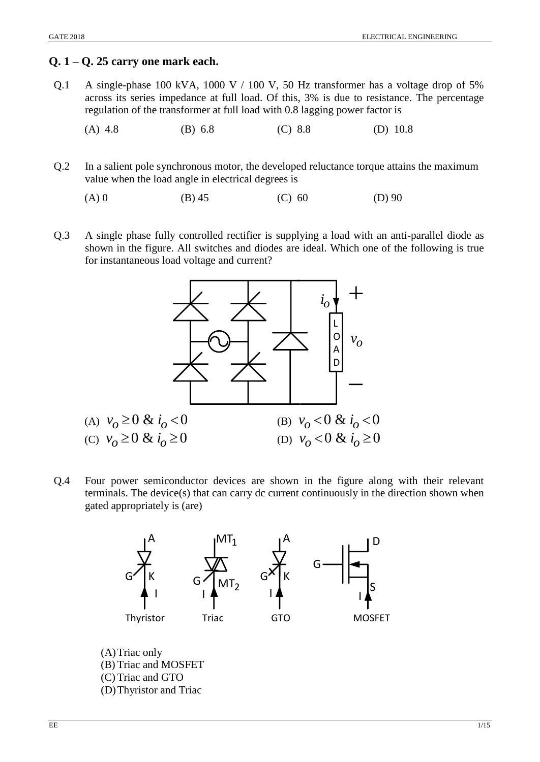## Q. 1 – Q. 25 carry one mark each.

Q.1 A single-phase 100 kVA, 1000 V / 100 V, 50 Hz transformer has a voltage drop of 5% across its series impedance at full load. Of this, 3% is due to resistance. The percentage regulation of the transformer at full load with 0.8 lagging power factor is

(A) 4.8 (B) 6.8 (C) 8.8 (D) 10.8

Q.2 In a salient pole synchronous motor, the developed reluctance torque attains the maximum value when the load angle in electrical degrees is

(A) 0 (B) 45 (C) 60 (D) 90

Q.3 A single phase fully controlled rectifier is supplying a load with an anti-parallel diode as shown in the figure. All switches and diodes are ideal. Which one of the following is true for instantaneous load voltage and current?

(A) $v_o \geq 0$ & $i_o < 0$ (B) $v_o < 0$ & $i_o < 0$

(C) $v_o \geq 0$ & $i_o \geq 0$ (D) $v_o < 0$ & $i_o \geq 0$

Q.4 Four power semiconductor devices are shown in the figure along with their relevant terminals. The device(s) that can carry dc current continuously in the direction shown when gated appropriately is (are)

Thyristor Triac GTO MOSFET

(A) Triac only
(B) Triac and MOSFET
(C) Triac and GTO
(D) Thyristor and Triac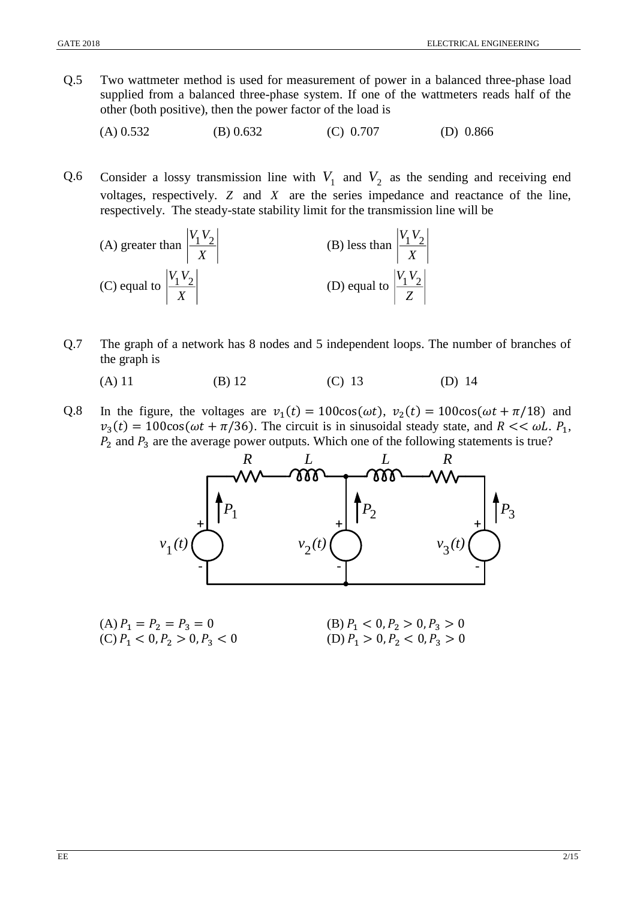Q.5 Two wattmeter method is used for measurement of power in a balanced three-phase load supplied from a balanced three-phase system. If one of the wattmeters reads half of the other (both positive), then the power factor of the load is

(A) 0.532 (B) 0.632 (C) 0.707 (D) 0.866

Q.6 Consider a lossy transmission line with $V_1$ and $V_2$ as the sending and receiving end voltages, respectively. $Z$ and $X$ are the series impedance and reactance of the line, respectively. The steady-state stability limit for the transmission line will be

(A) greater than $\left|\frac{V_1 V_2}{X}\right|$ (B) less than $\left|\frac{V_1 V_2}{X}\right|$

(C) equal to $\left|\frac{V_1 V_2}{X}\right|$ (D) equal to $\left|\frac{V_1 V_2}{Z}\right|$

Q.7 The graph of a network has 8 nodes and 5 independent loops. The number of branches of the graph is

(A) 11 (B) 12 (C) 13 (D) 14

Q.8 In the figure, the voltages are $v_1(t) = 100\cos(\omega t)$, $v_2(t) = 100\cos(\omega t + \pi/18)$ and $v_3(t) = 100\cos(\omega t + \pi/36)$. The circuit is in sinusoidal steady state, and $R << \omega L$. $P_1$, $P_2$ and $P_3$ are the average power outputs. Which one of the following statements is true?

(A) $P_1 = P_2 = P_3 = 0$ (B) $P_1 < 0, P_2 > 0, P_3 > 0$

(C) $P_1 < 0, P_2 > 0, P_3 < 0$ (D) $P_1 > 0, P_2 < 0, P_3 > 0$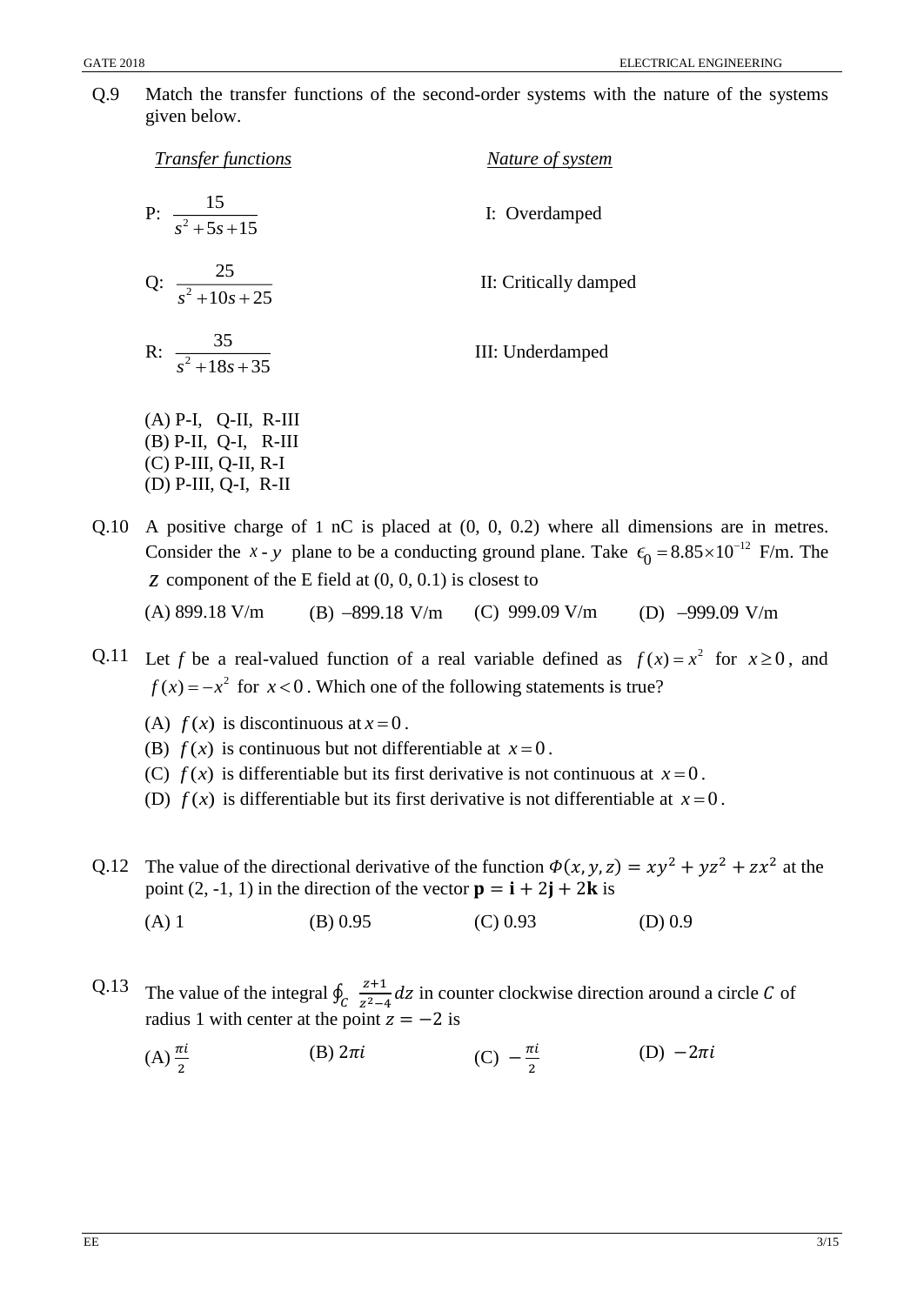Q.9 Match the transfer functions of the second-order systems with the nature of the systems given below.

| *Transfer functions* | *Nature of system* |
|---|---|
| P: $\dfrac{15}{s^2+5s+15}$ | I: Overdamped |
| Q: $\dfrac{25}{s^2+10s+25}$ | II: Critically damped |
| R: $\dfrac{35}{s^2+18s+35}$ | III: Underdamped |

(A) P-I, Q-II, R-III
(B) P-II, Q-I, R-III
(C) P-III, Q-II, R-I
(D) P-III, Q-I, R-II

Q.10 A positive charge of 1 nC is placed at (0, 0, 0.2) where all dimensions are in metres. Consider the $x$ - $y$ plane to be a conducting ground plane. Take $\epsilon_0 = 8.85\times10^{-12}$ F/m. The $z$ component of the E field at (0, 0, 0.1) is closest to

(A) 899.18 V/m (B) –899.18 V/m (C) 999.09 V/m (D) –999.09 V/m

Q.11 Let $f$ be a real-valued function of a real variable defined as $f(x) = x^2$ for $x \ge 0$, and $f(x) = -x^2$ for $x < 0$. Which one of the following statements is true?

(A) $f(x)$ is discontinuous at $x = 0$.
(B) $f(x)$ is continuous but not differentiable at $x = 0$.
(C) $f(x)$ is differentiable but its first derivative is not continuous at $x = 0$.
(D) $f(x)$ is differentiable but its first derivative is not differentiable at $x = 0$.

Q.12 The value of the directional derivative of the function $\Phi(x,y,z) = xy^2 + yz^2 + zx^2$ at the point (2, -1, 1) in the direction of the vector $\mathbf{p} = \mathbf{i} + 2\mathbf{j} + 2\mathbf{k}$ is

(A) 1 (B) 0.95 (C) 0.93 (D) 0.9

Q.13 The value of the integral $\oint_C \frac{z+1}{z^2-4}dz$ in counter clockwise direction around a circle $C$ of radius 1 with center at the point $z = -2$ is

(A) $\frac{\pi i}{2}$ (B) $2\pi i$ (C) $-\frac{\pi i}{2}$ (D) $-2\pi i$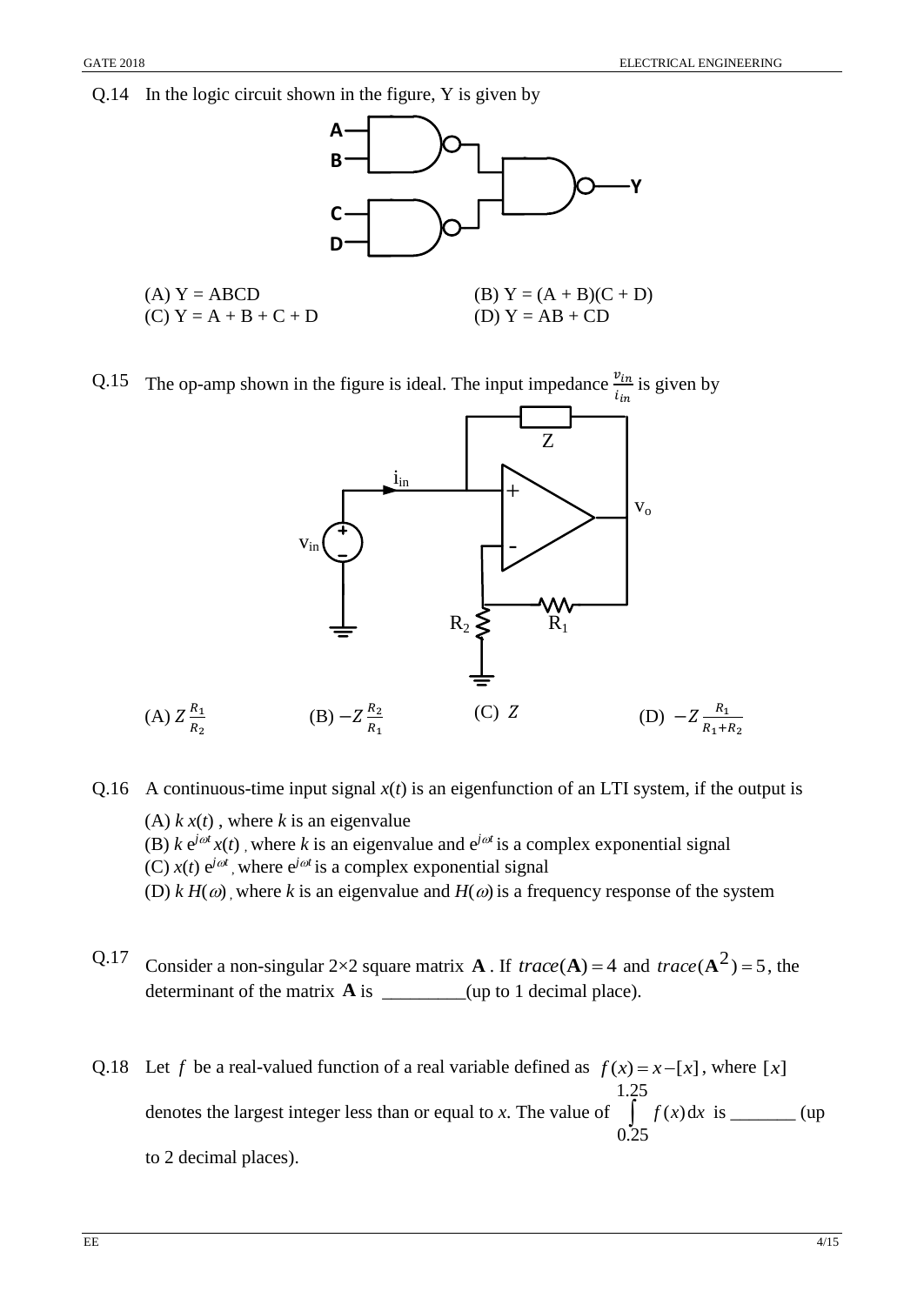Q.14 In the logic circuit shown in the figure, Y is given by

(A) Y = ABCD (B) Y = (A + B)(C + D)
(C) Y = A + B + C + D (D) Y = AB + CD

Q.15 The op-amp shown in the figure is ideal. The input impedance $\frac{v_{in}}{i_{in}}$ is given by

(A) $Z\frac{R_1}{R_2}$ (B) $-Z\frac{R_2}{R_1}$ (C) $Z$ (D) $-Z\frac{R_1}{R_1+R_2}$

Q.16 A continuous-time input signal $x(t)$ is an eigenfunction of an LTI system, if the output is

(A) $k\,x(t)$ , where $k$ is an eigenvalue
(B) $k\,e^{j\omega t}x(t)$ , where $k$ is an eigenvalue and $e^{j\omega t}$ is a complex exponential signal
(C) $x(t)\,e^{j\omega t}$ , where $e^{j\omega t}$ is a complex exponential signal
(D) $k\,H(\omega)$ , where $k$ is an eigenvalue and $H(\omega)$ is a frequency response of the system

Q.17 Consider a non-singular 2×2 square matrix $\mathbf{A}$. If $trace(\mathbf{A}) = 4$ and $trace(\mathbf{A}^2) = 5$, the determinant of the matrix $\mathbf{A}$ is _________(up to 1 decimal place).

Q.18 Let $f$ be a real-valued function of a real variable defined as $f(x) = x - [x]$, where $[x]$ denotes the largest integer less than or equal to $x$. The value of $\int_{0.25}^{1.25} f(x)\,dx$ is _______ (up to 2 decimal places).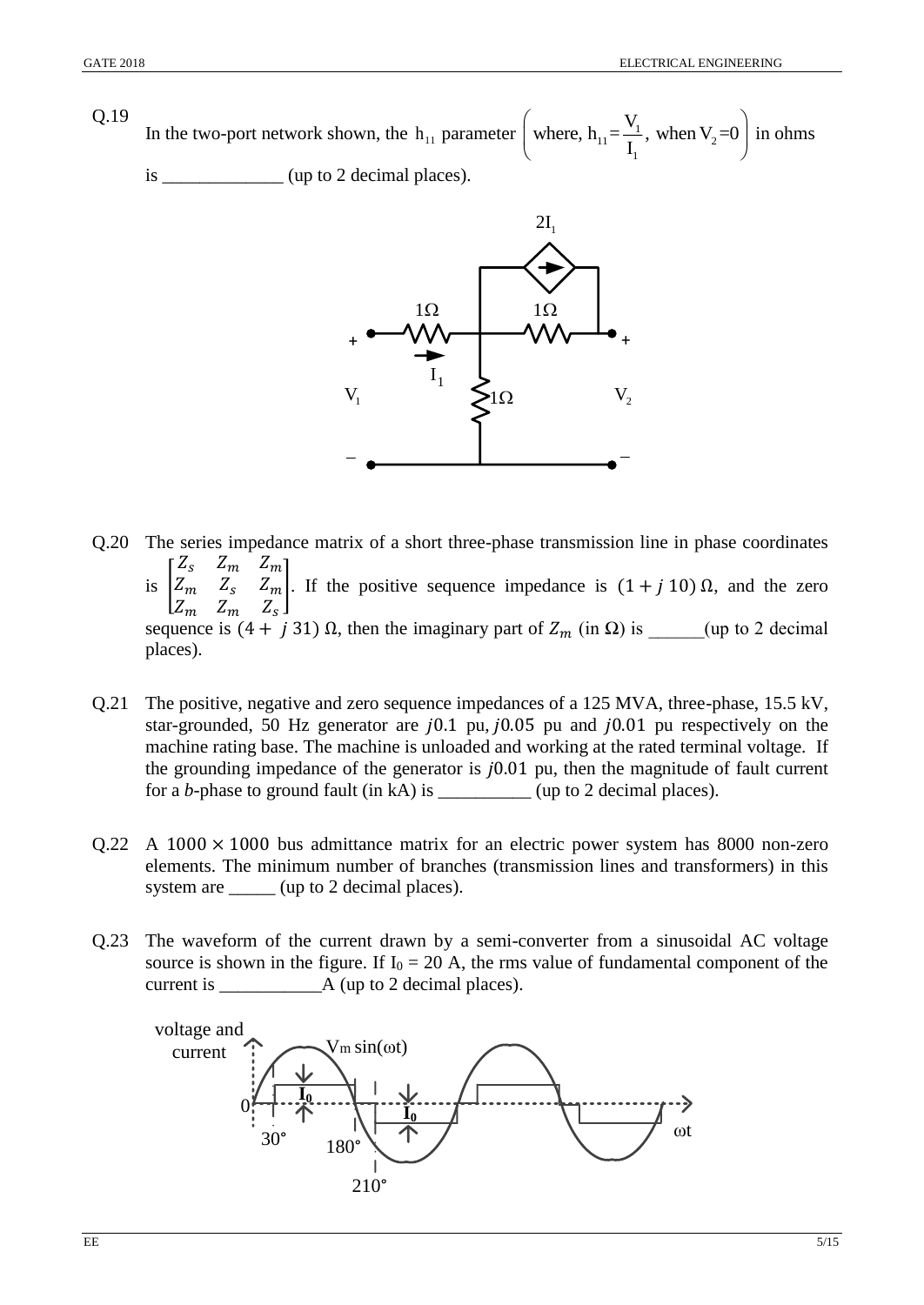Q.19 In the two-port network shown, the $h_{11}$ parameter $\left(\text{where, } h_{11} = \frac{V_1}{I_1}, \text{ when } V_2 = 0\right)$ in ohms is _____________ (up to 2 decimal places).

Q.20 The series impedance matrix of a short three-phase transmission line in phase coordinates is $\begin{bmatrix} Z_s & Z_m & Z_m \\ Z_m & Z_s & Z_m \\ Z_m & Z_m & Z_s \end{bmatrix}$. If the positive sequence impedance is $(1 + j\,10)\,\Omega$, and the zero sequence is $(4 + \,j\,31)\,\Omega$, then the imaginary part of $Z_m$ (in $\Omega$) is ______(up to 2 decimal places).

Q.21 The positive, negative and zero sequence impedances of a 125 MVA, three-phase, 15.5 kV, star-grounded, 50 Hz generator are $j0.1$ pu, $j0.05$ pu and $j0.01$ pu respectively on the machine rating base. The machine is unloaded and working at the rated terminal voltage. If the grounding impedance of the generator is $j0.01$ pu, then the magnitude of fault current for a *b*-phase to ground fault (in kA) is __________ (up to 2 decimal places).

Q.22 A $1000 \times 1000$ bus admittance matrix for an electric power system has 8000 non-zero elements. The minimum number of branches (transmission lines and transformers) in this system are _____ (up to 2 decimal places).

Q.23 The waveform of the current drawn by a semi-converter from a sinusoidal AC voltage source is shown in the figure. If $I_0$ = 20 A, the rms value of fundamental component of the current is ___________A (up to 2 decimal places).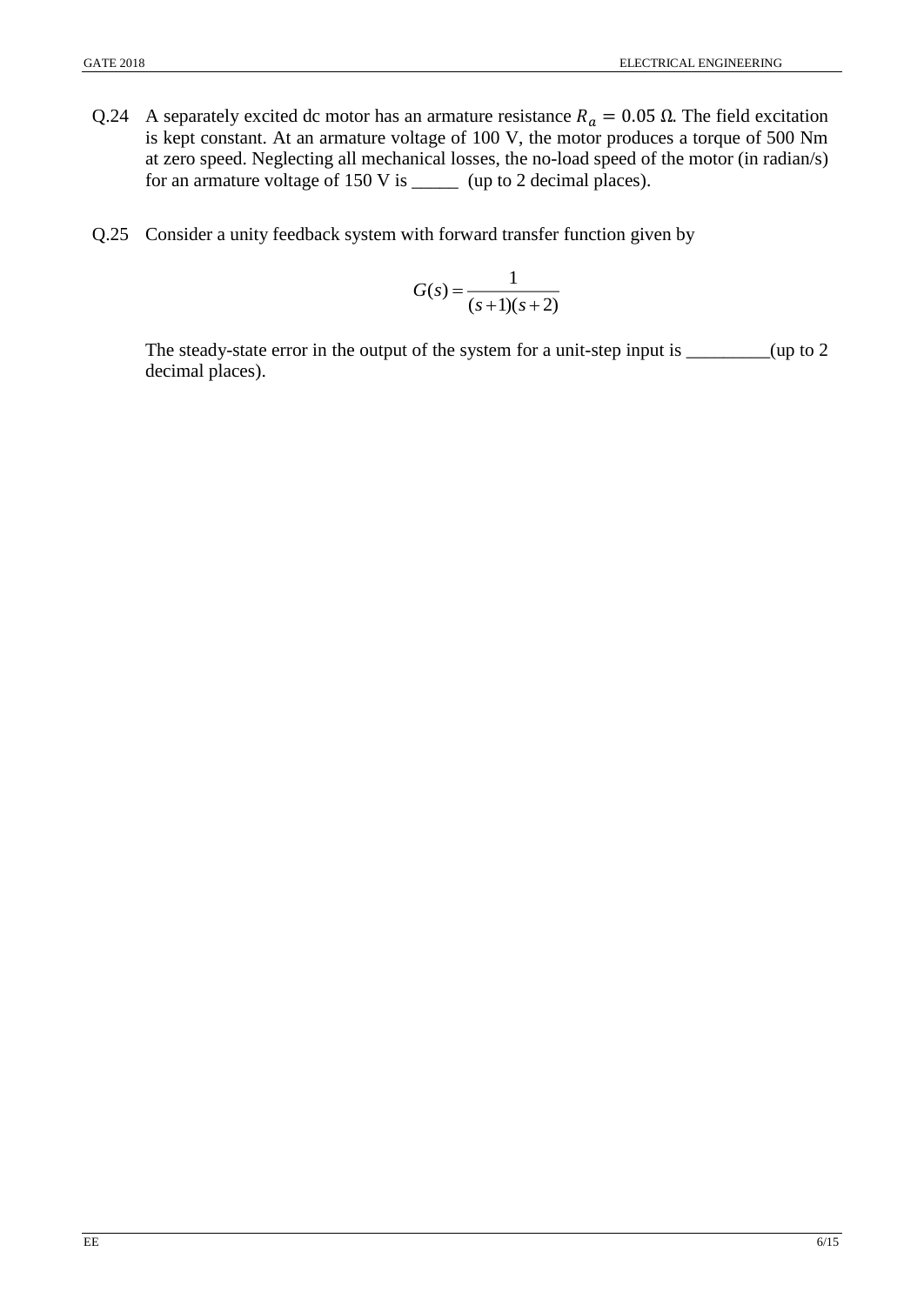Q.24 A separately excited dc motor has an armature resistance $R_a = 0.05\ \Omega$. The field excitation is kept constant. At an armature voltage of 100 V, the motor produces a torque of 500 Nm at zero speed. Neglecting all mechanical losses, the no-load speed of the motor (in radian/s) for an armature voltage of 150 V is _____ (up to 2 decimal places).

Q.25 Consider a unity feedback system with forward transfer function given by

$$G(s) = \frac{1}{(s+1)(s+2)}$$

The steady-state error in the output of the system for a unit-step input is _________(up to 2 decimal places).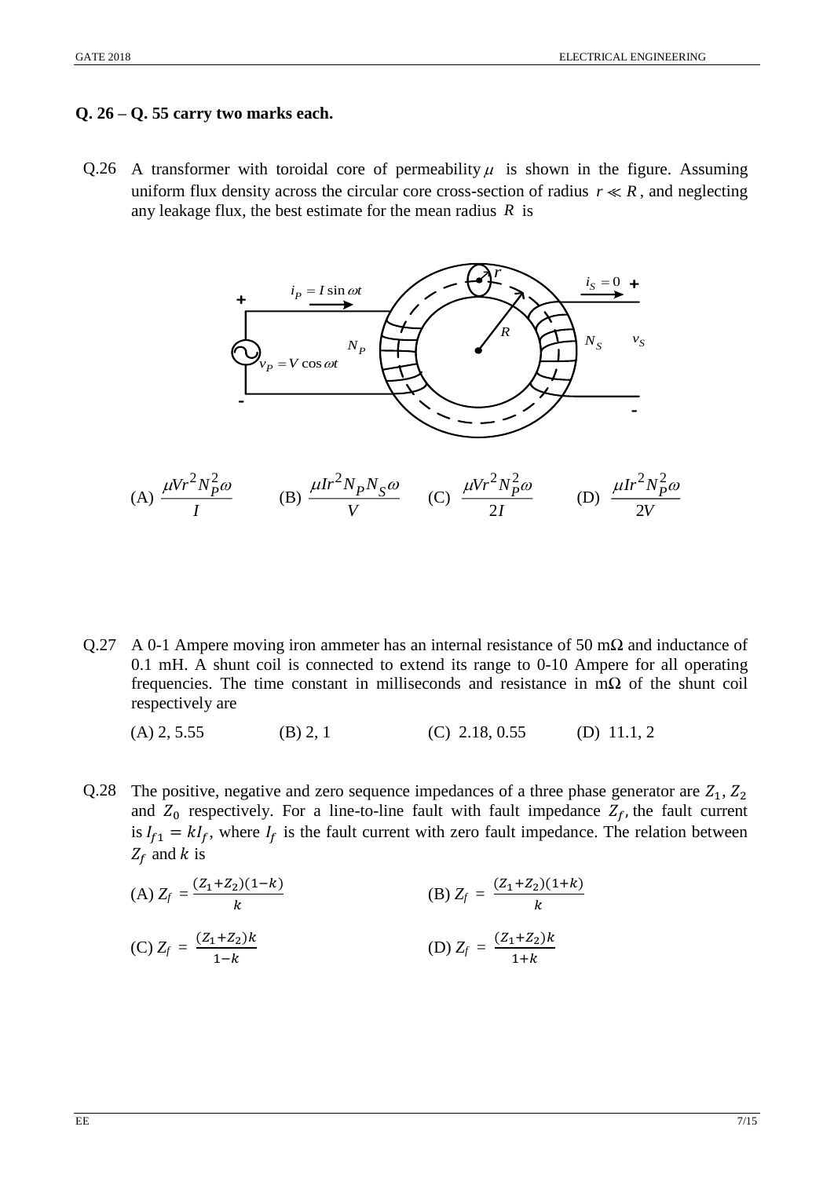**Q. 26 – Q. 55 carry two marks each.**

Q.26 A transformer with toroidal core of permeability $\mu$ is shown in the figure. Assuming uniform flux density across the circular core cross-section of radius $r \ll R$, and neglecting any leakage flux, the best estimate for the mean radius $R$ is

(A) $\frac{\mu V r^2 N_P^2 \omega}{I}$ (B) $\frac{\mu I r^2 N_P N_S \omega}{V}$ (C) $\frac{\mu V r^2 N_P^2 \omega}{2I}$ (D) $\frac{\mu I r^2 N_P^2 \omega}{2V}$

Q.27 A 0-1 Ampere moving iron ammeter has an internal resistance of 50 m$\Omega$ and inductance of 0.1 mH. A shunt coil is connected to extend its range to 0-10 Ampere for all operating frequencies. The time constant in milliseconds and resistance in m$\Omega$ of the shunt coil respectively are

(A) 2, 5.55 (B) 2, 1 (C) 2.18, 0.55 (D) 11.1, 2

Q.28 The positive, negative and zero sequence impedances of a three phase generator are $Z_1$, $Z_2$ and $Z_0$ respectively. For a line-to-line fault with fault impedance $Z_f$, the fault current is $I_{f1} = kI_f$, where $I_f$ is the fault current with zero fault impedance. The relation between $Z_f$ and $k$ is

(A) $Z_f = \frac{(Z_1+Z_2)(1-k)}{k}$ (B) $Z_f = \frac{(Z_1+Z_2)(1+k)}{k}$

(C) $Z_f = \frac{(Z_1+Z_2)k}{1-k}$ (D) $Z_f = \frac{(Z_1+Z_2)k}{1+k}$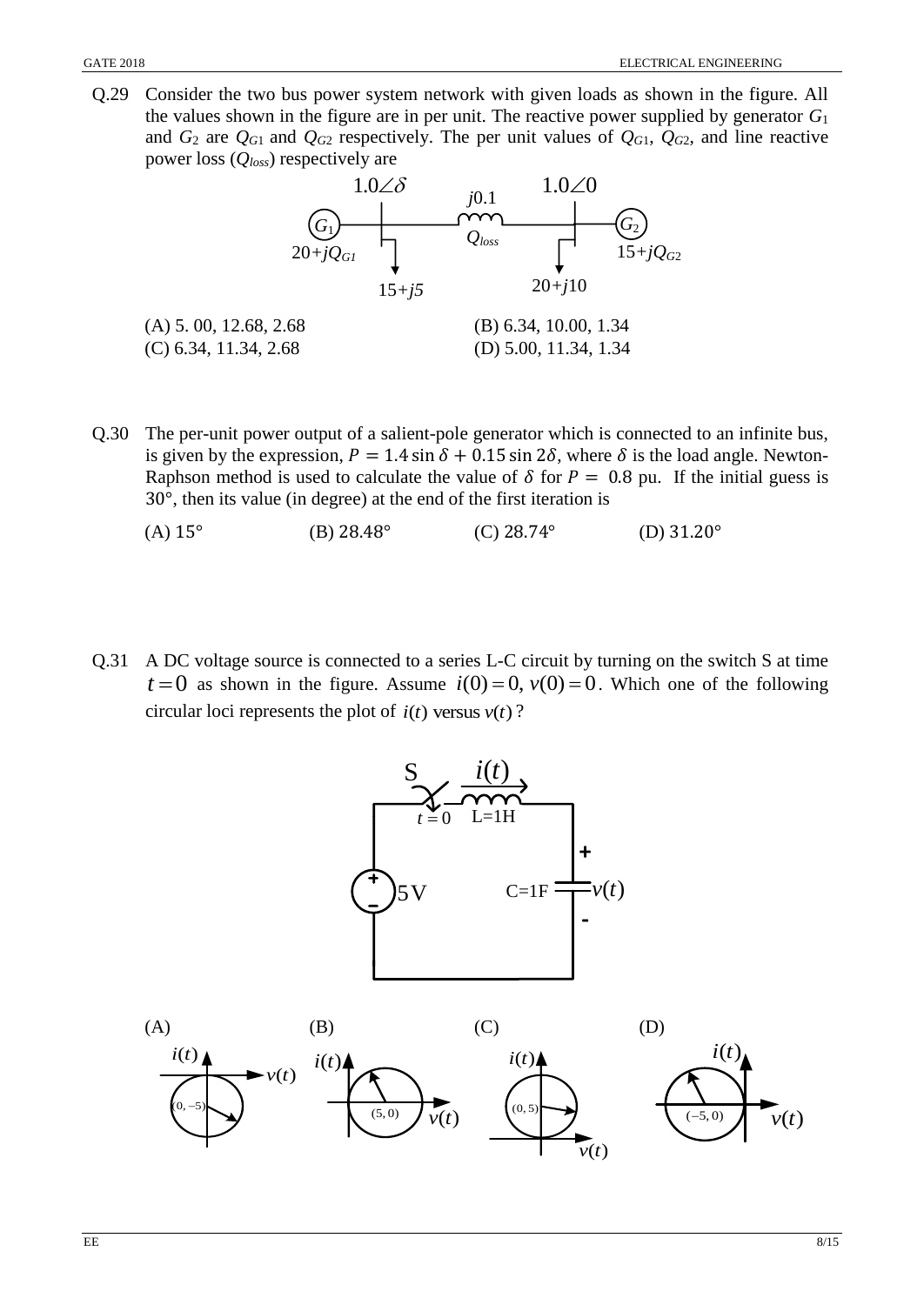Q.29 Consider the two bus power system network with given loads as shown in the figure. All the values shown in the figure are in per unit. The reactive power supplied by generator $G_1$ and $G_2$ are $Q_{G1}$ and $Q_{G2}$ respectively. The per unit values of $Q_{G1}$, $Q_{G2}$, and line reactive power loss ($Q_{loss}$) respectively are

(A) 5. 00, 12.68, 2.68
(B) 6.34, 10.00, 1.34
(C) 6.34, 11.34, 2.68
(D) 5.00, 11.34, 1.34

Q.30 The per-unit power output of a salient-pole generator which is connected to an infinite bus, is given by the expression, $P = 1.4 \sin \delta + 0.15 \sin 2\delta$, where $\delta$ is the load angle. Newton-Raphson method is used to calculate the value of $\delta$ for $P = 0.8$ pu. If the initial guess is $30°$, then its value (in degree) at the end of the first iteration is

(A) $15°$
(B) $28.48°$
(C) $28.74°$
(D) $31.20°$

Q.31 A DC voltage source is connected to a series L-C circuit by turning on the switch S at time $t = 0$ as shown in the figure. Assume $i(0) = 0, v(0) = 0$. Which one of the following circular loci represents the plot of $i(t)$ versus $v(t)$?

(A) Circle centered at $(0, -5)$
(B) Circle centered at $(5, 0)$
(C) Circle centered at $(0, 5)$
(D) Circle centered at $(-5, 0)$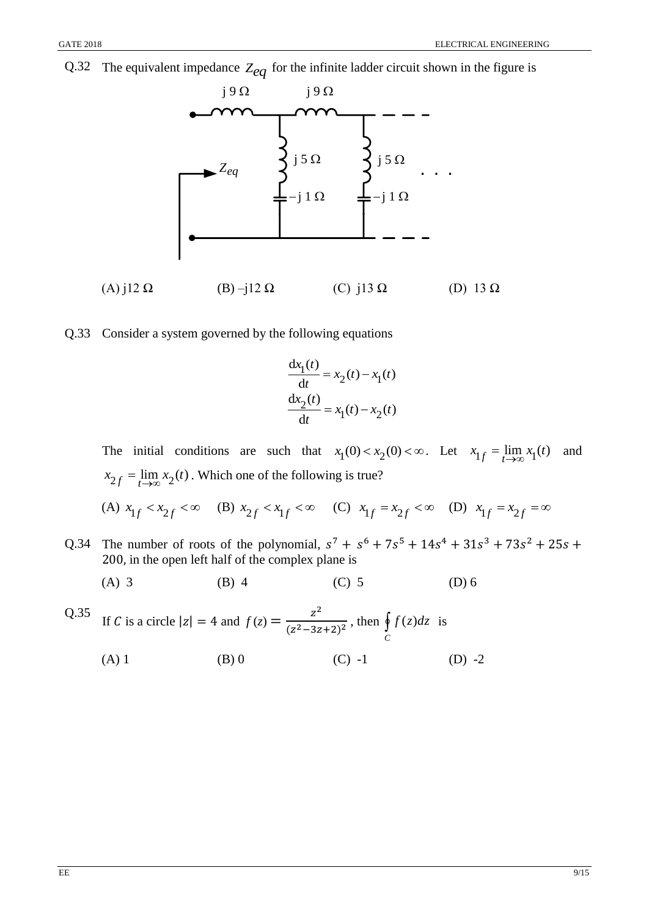Q.32 The equivalent impedance $Z_{eq}$ for the infinite ladder circuit shown in the figure is

(A) j12 Ω (B) –j12 Ω (C) j13 Ω (D) 13 Ω

Q.33 Consider a system governed by the following equations

$$\frac{dx_1(t)}{dt} = x_2(t) - x_1(t)$$
$$\frac{dx_2(t)}{dt} = x_1(t) - x_2(t)$$

The initial conditions are such that $x_1(0) < x_2(0) < \infty$. Let $x_{1f} = \lim_{t\to\infty} x_1(t)$ and $x_{2f} = \lim_{t\to\infty} x_2(t)$. Which one of the following is true?

(A) $x_{1f} < x_{2f} < \infty$ (B) $x_{2f} < x_{1f} < \infty$ (C) $x_{1f} = x_{2f} < \infty$ (D) $x_{1f} = x_{2f} = \infty$

Q.34 The number of roots of the polynomial, $s^7 + s^6 + 7s^5 + 14s^4 + 31s^3 + 73s^2 + 25s + 200$, in the open left half of the complex plane is

(A) 3 (B) 4 (C) 5 (D) 6

Q.35 If $C$ is a circle $|z| = 4$ and $f(z) = \frac{z^2}{(z^2-3z+2)^2}$, then $\oint_C f(z)dz$ is

(A) 1 (B) 0 (C) -1 (D) -2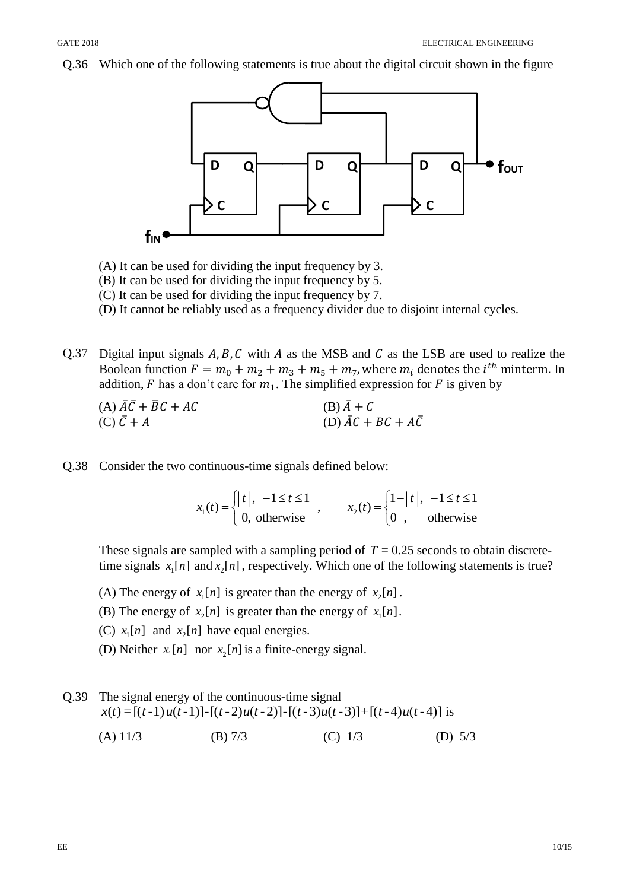Q.36 Which one of the following statements is true about the digital circuit shown in the figure

(A) It can be used for dividing the input frequency by 3.

(B) It can be used for dividing the input frequency by 5.

(C) It can be used for dividing the input frequency by 7.

(D) It cannot be reliably used as a frequency divider due to disjoint internal cycles.

Q.37 Digital input signals $A, B, C$ with $A$ as the MSB and $C$ as the LSB are used to realize the Boolean function $F = m_0 + m_2 + m_3 + m_5 + m_7$, where $m_i$ denotes the $i^{th}$ minterm. In addition, $F$ has a don't care for $m_1$. The simplified expression for $F$ is given by

(A) $\bar{A}\bar{C} + \bar{B}C + AC$

(B) $\bar{A} + C$

(C) $\bar{C} + A$

(D) $\bar{A}C + BC + A\bar{C}$

Q.38 Consider the two continuous-time signals defined below:

$$x_1(t) = \begin{cases} |t|, & -1 \le t \le 1 \\ 0, & \text{otherwise} \end{cases}, \qquad x_2(t) = \begin{cases} 1 - |t|, & -1 \le t \le 1 \\ 0, & \text{otherwise} \end{cases}$$

These signals are sampled with a sampling period of $T = 0.25$ seconds to obtain discrete-time signals $x_1[n]$ and $x_2[n]$, respectively. Which one of the following statements is true?

(A) The energy of $x_1[n]$ is greater than the energy of $x_2[n]$.

(B) The energy of $x_2[n]$ is greater than the energy of $x_1[n]$.

(C) $x_1[n]$ and $x_2[n]$ have equal energies.

(D) Neither $x_1[n]$ nor $x_2[n]$ is a finite-energy signal.

Q.39 The signal energy of the continuous-time signal $x(t) = [(t-1)u(t-1)] - [(t-2)u(t-2)] - [(t-3)u(t-3)] + [(t-4)u(t-4)]$ is

(A) 11/3

(B) 7/3

(C) 1/3

(D) 5/3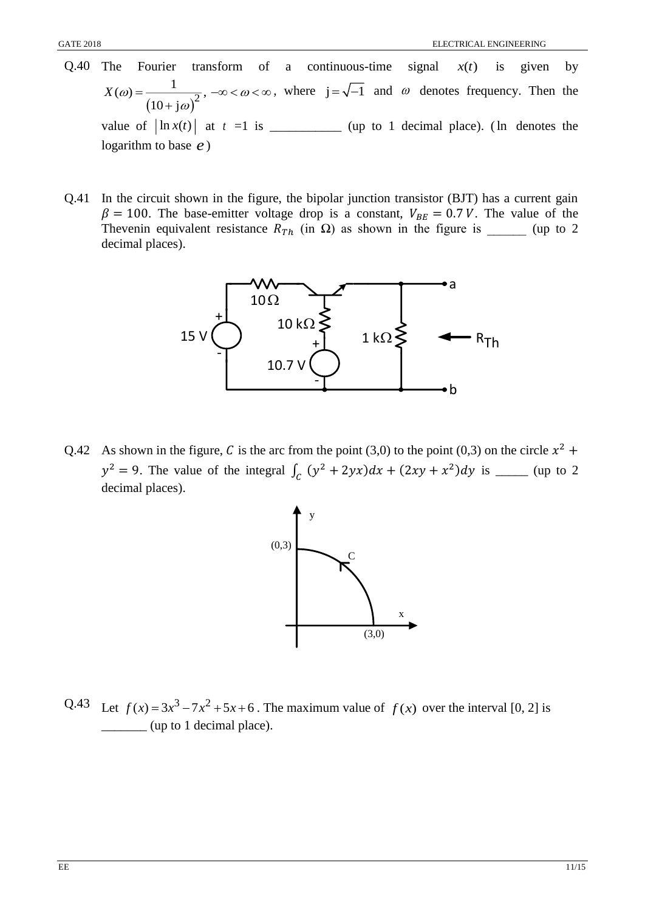Q.40 The Fourier transform of a continuous-time signal $x(t)$ is given by $X(\omega) = \frac{1}{(10 + j\omega)^2}$, $-\infty < \omega < \infty$, where $j = \sqrt{-1}$ and $\omega$ denotes frequency. Then the value of $|\ln x(t)|$ at $t = 1$ is ___________ (up to 1 decimal place). ($\ln$ denotes the logarithm to base $e$)

Q.41 In the circuit shown in the figure, the bipolar junction transistor (BJT) has a current gain $\beta = 100$. The base-emitter voltage drop is a constant, $V_{BE} = 0.7\,V$. The value of the Thevenin equivalent resistance $R_{Th}$ (in Ω) as shown in the figure is ______ (up to 2 decimal places).

Q.42 As shown in the figure, $C$ is the arc from the point (3,0) to the point (0,3) on the circle $x^2 + y^2 = 9$. The value of the integral $\int_C (y^2 + 2yx)dx + (2xy + x^2)dy$ is _____ (up to 2 decimal places).

Q.43 Let $f(x) = 3x^3 - 7x^2 + 5x + 6$. The maximum value of $f(x)$ over the interval [0, 2] is _______ (up to 1 decimal place).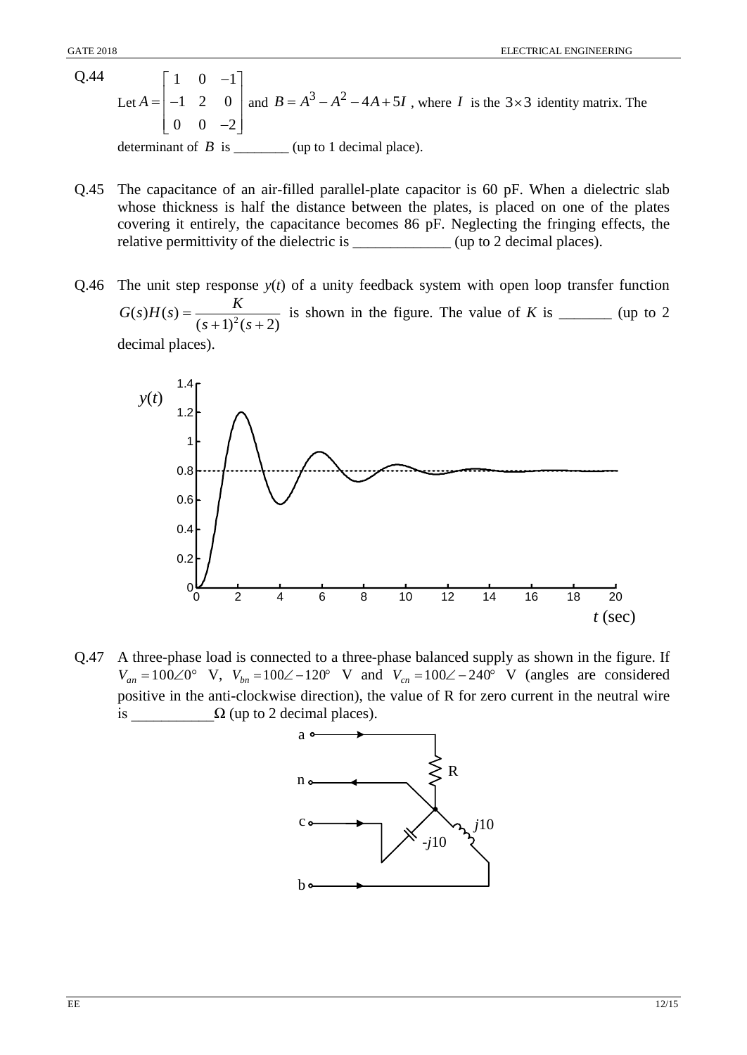Q.44 Let $A = \begin{bmatrix} 1 & 0 & -1 \\ -1 & 2 & 0 \\ 0 & 0 & -2 \end{bmatrix}$ and $B = A^3 - A^2 - 4A + 5I$, where $I$ is the $3 \times 3$ identity matrix. The determinant of $B$ is ________ (up to 1 decimal place).

Q.45 The capacitance of an air-filled parallel-plate capacitor is 60 pF. When a dielectric slab whose thickness is half the distance between the plates, is placed on one of the plates covering it entirely, the capacitance becomes 86 pF. Neglecting the fringing effects, the relative permittivity of the dielectric is _____________ (up to 2 decimal places).

Q.46 The unit step response $y(t)$ of a unity feedback system with open loop transfer function $G(s)H(s) = \dfrac{K}{(s+1)^2(s+2)}$ is shown in the figure. The value of $K$ is _______ (up to 2 decimal places).

Q.47 A three-phase load is connected to a three-phase balanced supply as shown in the figure. If $V_{an} = 100\angle 0^\circ$ V, $V_{bn} = 100\angle -120^\circ$ V and $V_{cn} = 100\angle -240^\circ$ V (angles are considered positive in the anti-clockwise direction), the value of R for zero current in the neutral wire is ___________$\Omega$ (up to 2 decimal places).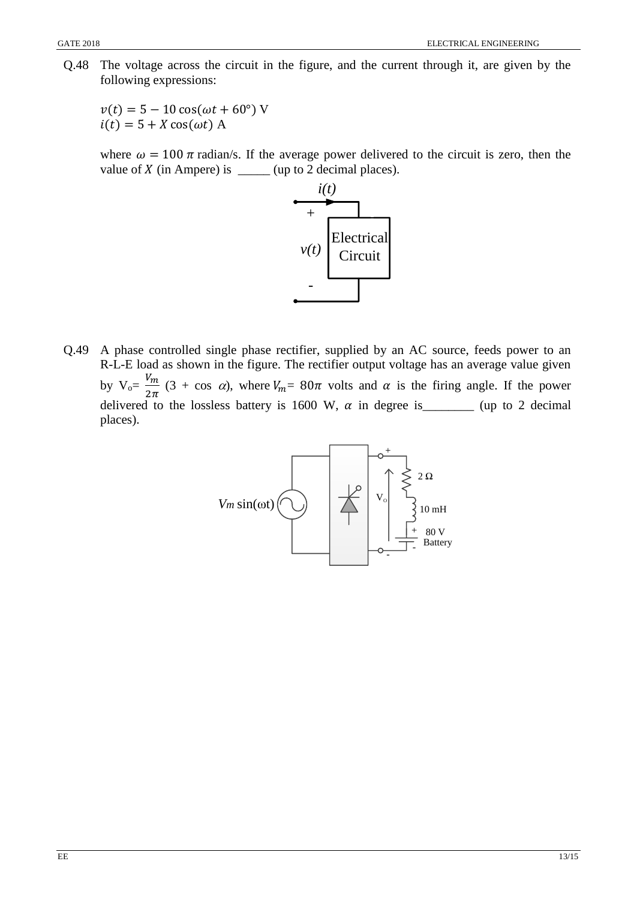Q.48 The voltage across the circuit in the figure, and the current through it, are given by the following expressions:

$v(t) = 5 - 10\cos(\omega t + 60°)$ V
$i(t) = 5 + X\cos(\omega t)$ A

where $\omega = 100\,\pi$ radian/s. If the average power delivered to the circuit is zero, then the value of $X$ (in Ampere) is _____ (up to 2 decimal places).

Q.49 A phase controlled single phase rectifier, supplied by an AC source, feeds power to an R-L-E load as shown in the figure. The rectifier output voltage has an average value given by $V_o = \frac{V_m}{2\pi}(3 + \cos\,\alpha)$, where $V_m = 80\pi$ volts and $\alpha$ is the firing angle. If the power delivered to the lossless battery is 1600 W, $\alpha$ in degree is________ (up to 2 decimal places).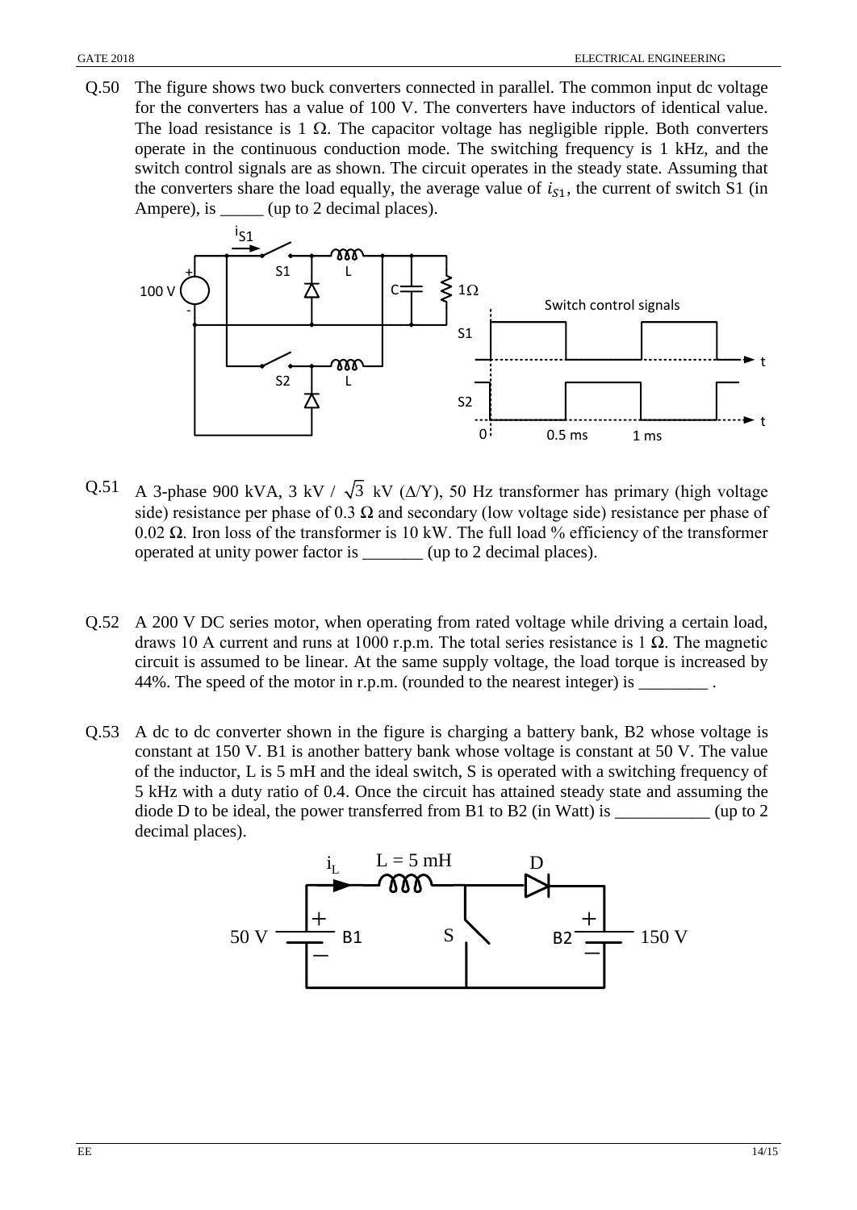Q.50 The figure shows two buck converters connected in parallel. The common input dc voltage for the converters has a value of 100 V. The converters have inductors of identical value. The load resistance is 1 Ω. The capacitor voltage has negligible ripple. Both converters operate in the continuous conduction mode. The switching frequency is 1 kHz, and the switch control signals are as shown. The circuit operates in the steady state. Assuming that the converters share the load equally, the average value of $i_{S1}$, the current of switch S1 (in Ampere), is _____ (up to 2 decimal places).

Q.51 A 3-phase 900 kVA, 3 kV / $\sqrt{3}$ kV (Δ/Y), 50 Hz transformer has primary (high voltage side) resistance per phase of 0.3 Ω and secondary (low voltage side) resistance per phase of 0.02 Ω. Iron loss of the transformer is 10 kW. The full load % efficiency of the transformer operated at unity power factor is _______ (up to 2 decimal places).

Q.52 A 200 V DC series motor, when operating from rated voltage while driving a certain load, draws 10 A current and runs at 1000 r.p.m. The total series resistance is 1 Ω. The magnetic circuit is assumed to be linear. At the same supply voltage, the load torque is increased by 44%. The speed of the motor in r.p.m. (rounded to the nearest integer) is ________ .

Q.53 A dc to dc converter shown in the figure is charging a battery bank, B2 whose voltage is constant at 150 V. B1 is another battery bank whose voltage is constant at 50 V. The value of the inductor, L is 5 mH and the ideal switch, S is operated with a switching frequency of 5 kHz with a duty ratio of 0.4. Once the circuit has attained steady state and assuming the diode D to be ideal, the power transferred from B1 to B2 (in Watt) is ___________ (up to 2 decimal places).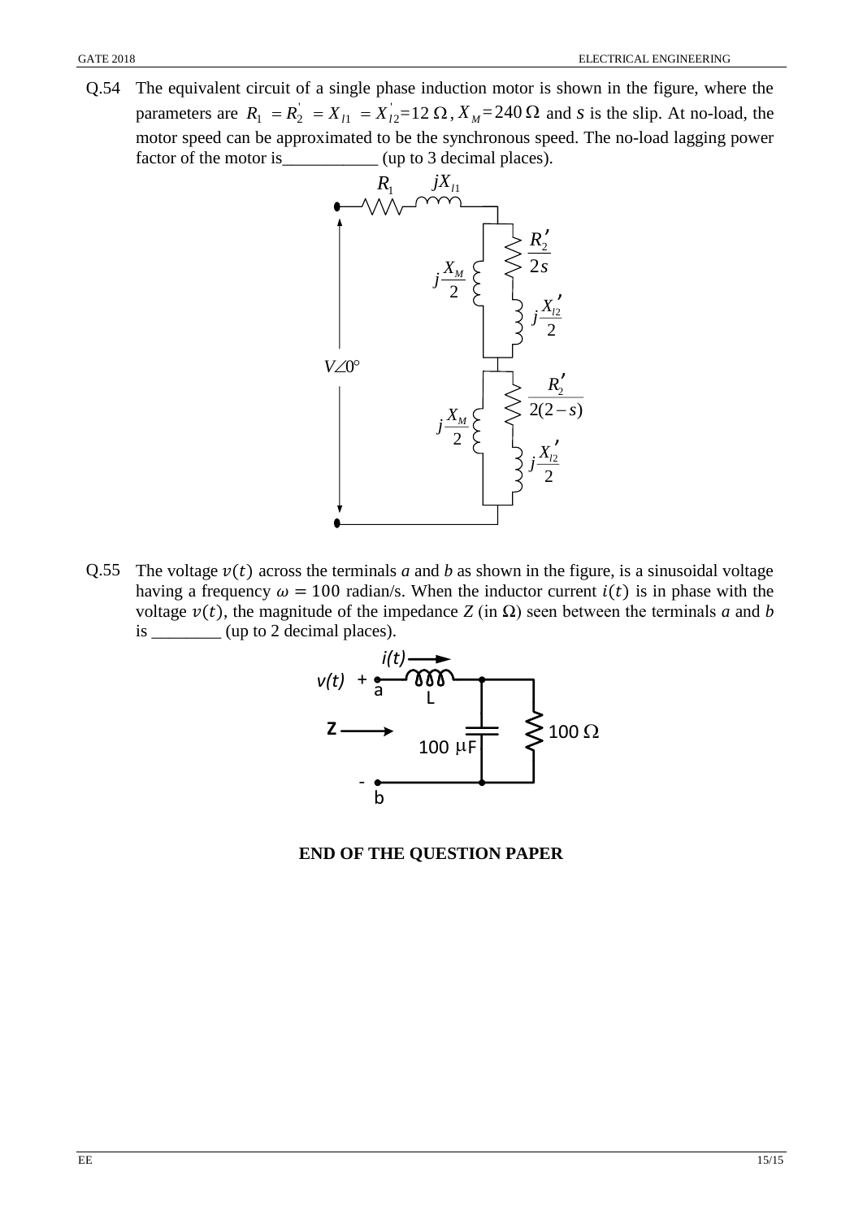Q.54 The equivalent circuit of a single phase induction motor is shown in the figure, where the parameters are $R_1 = R_2' = X_{l1} = X_{l2}' = 12\ \Omega$, $X_M = 240\ \Omega$ and $s$ is the slip. At no-load, the motor speed can be approximated to be the synchronous speed. The no-load lagging power factor of the motor is___________ (up to 3 decimal places).

$R_1$ $jX_{l1}$

$\frac{R_2'}{2s}$

$j\frac{X_M}{2}$

$j\frac{X_{l2}'}{2}$

$V\angle 0°$

$\frac{R_2'}{2(2-s)}$

$j\frac{X_M}{2}$

$j\frac{X_{l2}'}{2}$

Q.55 The voltage $v(t)$ across the terminals $a$ and $b$ as shown in the figure, is a sinusoidal voltage having a frequency $\omega = 100$ radian/s. When the inductor current $i(t)$ is in phase with the voltage $v(t)$, the magnitude of the impedance $Z$ (in $\Omega$) seen between the terminals $a$ and $b$ is ________ (up to 2 decimal places).

$i(t)$

$v(t)$ + a

L

Z

100 μF

100 Ω

- b

**END OF THE QUESTION PAPER**